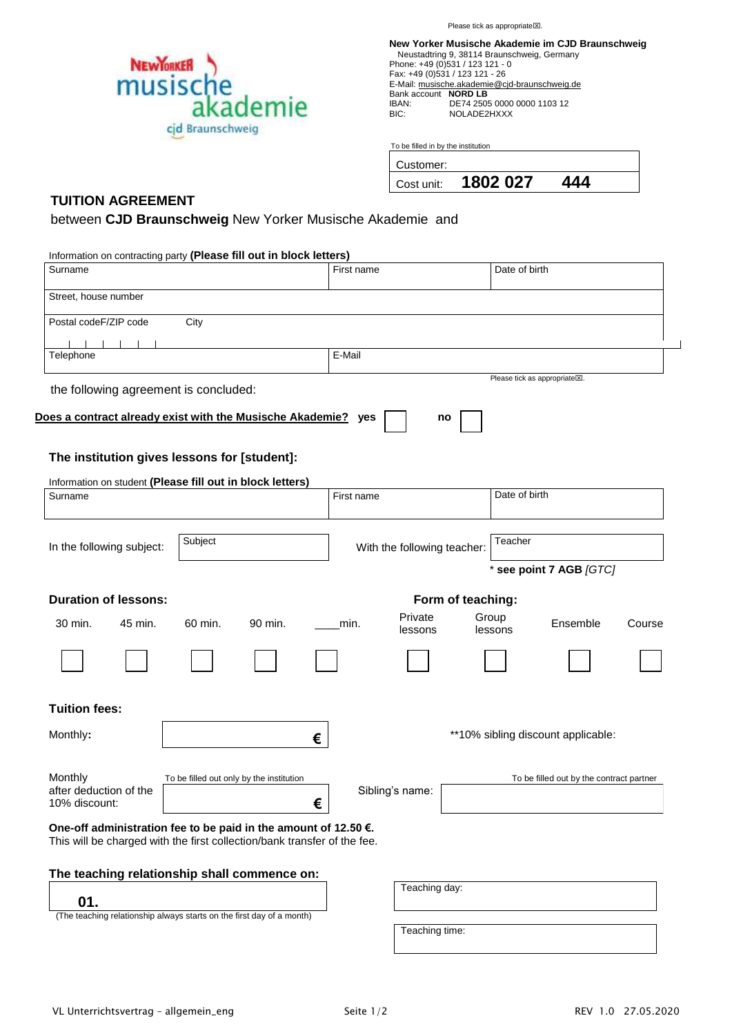Please tick as appropriate☒.

**New Yorker Musische Akademie im CJD Braunschweig**
Neustadtring 9, 38114 Braunschweig, Germany
Phone: +49 (0)531 / 123 121 - 0
Fax: +49 (0)531 / 123 121 - 26
E-Mail: musische.akademie@cjd-braunschweig.de
Bank account **NORD LB**
IBAN: DE74 2505 0000 0000 1103 12
BIC: NOLADE2HXXX

To be filled in by the institution

| Customer: | |
|---|---|
| Cost unit: | **1802 027 444** |

## TUITION AGREEMENT

between **CJD Braunschweig** New Yorker Musische Akademie and

Information on contracting party **(Please fill out in block letters)**

| Surname | First name | Date of birth |
|---|---|---|
| Street, house number | | |
| Postal codeF/ZIP code City | | |
| Telephone | E-Mail | |

the following agreement is concluded:

Please tick as appropriate☒.

**Does a contract already exist with the Musische Akademie?** **yes** ☐ **no** ☐

### The institution gives lessons for [student]:

Information on student **(Please fill out in block letters)**

| Surname | First name | Date of birth |
|---|---|---|
| | | |

In the following subject: Subject ______ With the following teacher: Teacher ______

\* **see point 7 AGB** *[GTC]*

**Duration of lessons:**

| 30 min. | 45 min. | 60 min. | 90 min. | ____min. |
|---|---|---|---|---|
| ☐ | ☐ | ☐ | ☐ | ☐ |

**Form of teaching:**

| Private lessons | Group lessons | Ensemble | Course |
|---|---|---|---|
| ☐ | ☐ | ☐ | ☐ |

**Tuition fees:**

Monthly: ______ €

\*\*10% sibling discount applicable:

Monthly after deduction of the 10% discount: ______ € (To be filled out only by the institution)

Sibling's name: ______ (To be filled out by the contract partner)

**One-off administration fee to be paid in the amount of 12.50 €.**
This will be charged with the first collection/bank transfer of the fee.

**The teaching relationship shall commence on:**

**01.**

(The teaching relationship always starts on the first day of a month)

Teaching day: ______

Teaching time: ______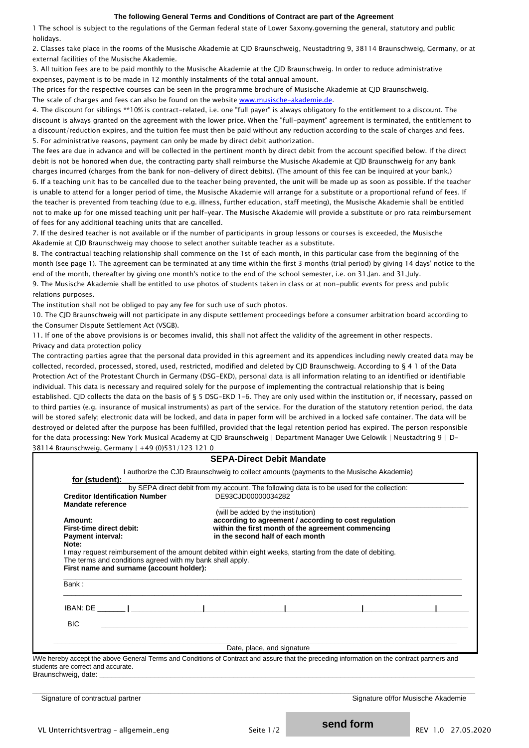**The following General Terms and Conditions of Contract are part of the Agreement**

1 The school is subject to the regulations of the German federal state of Lower Saxony.governing the general, statutory and public holidays.

2. Classes take place in the rooms of the Musische Akademie at CJD Braunschweig, Neustadtring 9, 38114 Braunschweig, Germany, or at external facilities of the Musische Akademie.

3. All tuition fees are to be paid monthly to the Musische Akademie at the CJD Braunschweig. In order to reduce administrative expenses, payment is to be made in 12 monthly instalments of the total annual amount.

The prices for the respective courses can be seen in the programme brochure of Musische Akademie at CJD Braunschweig.

The scale of charges and fees can also be found on the website www.musische-akademie.de.

4. The discount for siblings **10% is contract-related, i.e. one "full payer" is always obligatory fo the entitlement to a discount. The discount is always granted on the agreement with the lower price. When the "full-payment" agreement is terminated, the entitlement to a discount/reduction expires, and the tuition fee must then be paid without any reduction according to the scale of charges and fees.

5. For administrative reasons, payment can only be made by direct debit authorization.

The fees are due in advance and will be collected in the pertinent month by direct debit from the account specified below. If the direct debit is not be honored when due, the contracting party shall reimburse the Musische Akademie at CJD Braunschweig for any bank charges incurred (charges from the bank for non-delivery of direct debits). (The amount of this fee can be inquired at your bank.)

6. If a teaching unit has to be cancelled due to the teacher being prevented, the unit will be made up as soon as possible. If the teacher is unable to attend for a longer period of time, the Musische Akademie will arrange for a substitute or a proportional refund of fees. If the teacher is prevented from teaching (due to e.g. illness, further education, staff meeting), the Musische Akademie shall be entitled not to make up for one missed teaching unit per half-year. The Musische Akademie will provide a substitute or pro rata reimbursement of fees for any additional teaching units that are cancelled.

7. If the desired teacher is not available or if the number of participants in group lessons or courses is exceeded, the Musische Akademie at CJD Braunschweig may choose to select another suitable teacher as a substitute.

8. The contractual teaching relationship shall commence on the 1st of each month, in this particular case from the beginning of the month (see page 1). The agreement can be terminated at any time within the first 3 months (trial period) by giving 14 days' notice to the end of the month, thereafter by giving one month's notice to the end of the school semester, i.e. on 31.Jan. and 31.July.

9. The Musische Akademie shall be entitled to use photos of students taken in class or at non-public events for press and public relations purposes.

The institution shall not be obliged to pay any fee for such use of such photos.

10. The CJD Braunschweig will not participate in any dispute settlement proceedings before a consumer arbitration board according to the Consumer Dispute Settlement Act (VSGB).

11. If one of the above provisions is or becomes invalid, this shall not affect the validity of the agreement in other respects.

Privacy and data protection policy

The contracting parties agree that the personal data provided in this agreement and its appendices including newly created data may be collected, recorded, processed, stored, used, restricted, modified and deleted by CJD Braunschweig. According to § 4 1 of the Data Protection Act of the Protestant Church in Germany (DSG-EKD), personal data is all information relating to an identified or identifiable individual. This data is necessary and required solely for the purpose of implementing the contractual relationship that is being established. CJD collects the data on the basis of § 5 DSG-EKD 1-6. They are only used within the institution or, if necessary, passed on to third parties (e.g. insurance of musical instruments) as part of the service. For the duration of the statutory retention period, the data will be stored safely; electronic data will be locked, and data in paper form will be archived in a locked safe container. The data will be destroyed or deleted after the purpose has been fulfilled, provided that the legal retention period has expired. The person responsible for the data processing: New York Musical Academy at CJD Braunschweig | Department Manager Uwe Gelowik | Neustadtring 9 | D-38114 Braunschweig, Germany | +49 (0)531/123 121 0

## SEPA-Direct Debit Mandate

I authorize the CJD Braunschweig to collect amounts (payments to the Musische Akademie)

**for (student):** ______________________

by SEPA direct debit from my account. The following data is to be used for the collection:

| | |
|---|---|
| **Creditor Identification Number** | DE93CJD00000034282 |
| **Mandate reference** | ______________________ (will be added by the institution) |
| **Amount:** | **according to agreement / according to cost regulation** |
| **First-time direct debit:** | **within the first month of the agreement commencing** |
| **Payment interval:** | **in the second half of each month** |

**Note:**

I may request reimbursement of the amount debited within eight weeks, starting from the date of debiting.

The terms and conditions agreed with my bank shall apply.

**First name and surname (account holder):**

______________________

Bank : ______________________

IBAN: DE ____ | ____ | ____ | ____ | ____ | ____

BIC ______________________

______________________

Date, place, and signature

I/We hereby accept the above General Terms and Conditions of Contract and assure that the preceding information on the contract partners and students are correct and accurate.

Braunschweig, date: ______________________

______________________

Signature of contractual partner　　　　Signature of/for Musische Akademie

VL Unterrichtsvertrag - allgemein_eng　　　send form　　　REV 1.0 27.05.2020